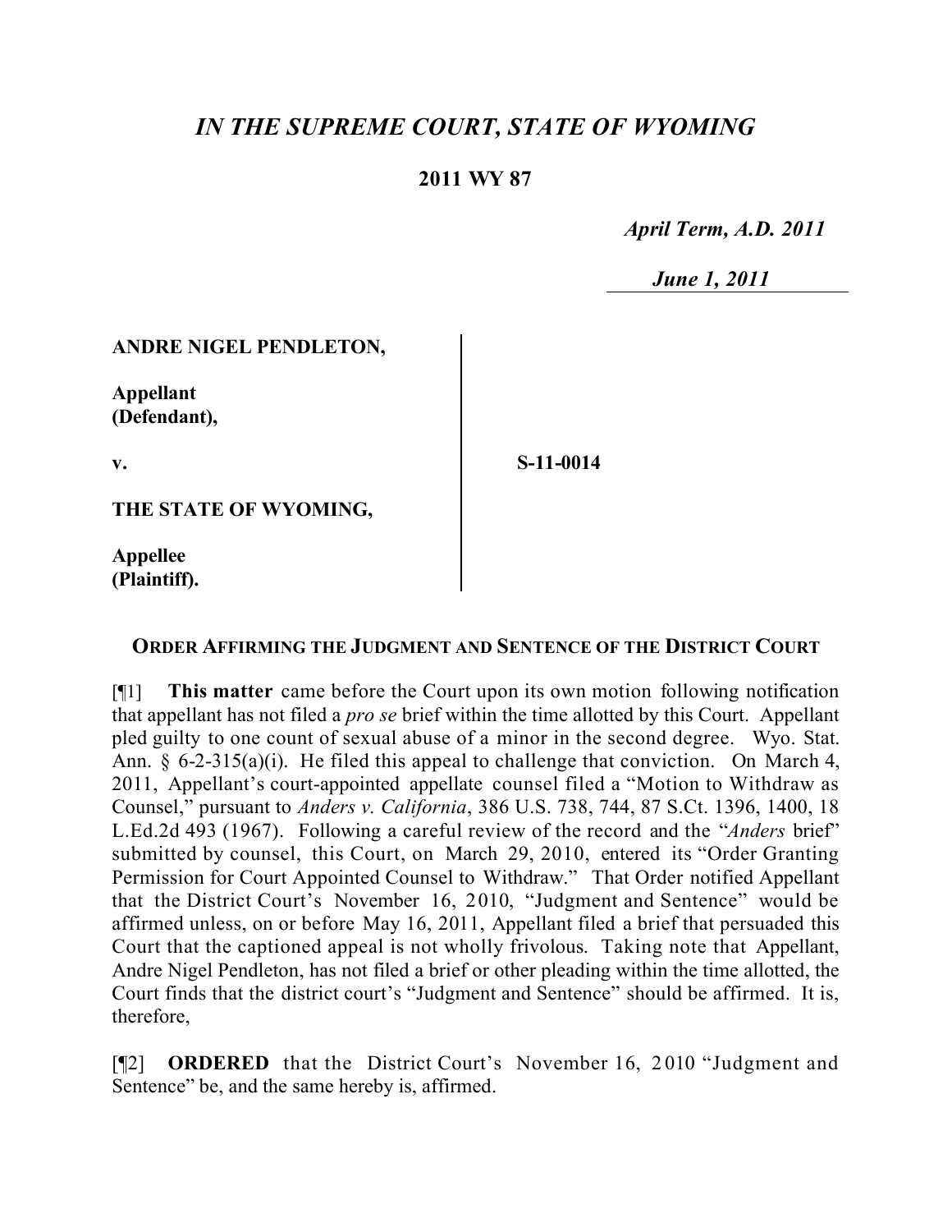# *IN THE SUPREME COURT, STATE OF WYOMING*

**2011 WY 87**

*April Term, A.D. 2011*

*June 1, 2011*

**ANDRE NIGEL PENDLETON,**

**Appellant (Defendant),**

**v.**

**S-11-0014**

**THE STATE OF WYOMING,**

**Appellee (Plaintiff).**

**ORDER AFFIRMING THE JUDGMENT AND SENTENCE OF THE DISTRICT COURT**

[¶1] **This matter** came before the Court upon its own motion following notification that appellant has not filed a *pro se* brief within the time allotted by this Court. Appellant pled guilty to one count of sexual abuse of a minor in the second degree. Wyo. Stat. Ann. § 6-2-315(a)(i). He filed this appeal to challenge that conviction. On March 4, 2011, Appellant's court-appointed appellate counsel filed a "Motion to Withdraw as Counsel," pursuant to *Anders v. California*, 386 U.S. 738, 744, 87 S.Ct. 1396, 1400, 18 L.Ed.2d 493 (1967). Following a careful review of the record and the "*Anders* brief" submitted by counsel, this Court, on March 29, 2010, entered its "Order Granting Permission for Court Appointed Counsel to Withdraw." That Order notified Appellant that the District Court's November 16, 2010, "Judgment and Sentence" would be affirmed unless, on or before May 16, 2011, Appellant filed a brief that persuaded this Court that the captioned appeal is not wholly frivolous. Taking note that Appellant, Andre Nigel Pendleton, has not filed a brief or other pleading within the time allotted, the Court finds that the district court's "Judgment and Sentence" should be affirmed. It is, therefore,

[¶2] **ORDERED** that the District Court's November 16, 2010 "Judgment and Sentence" be, and the same hereby is, affirmed.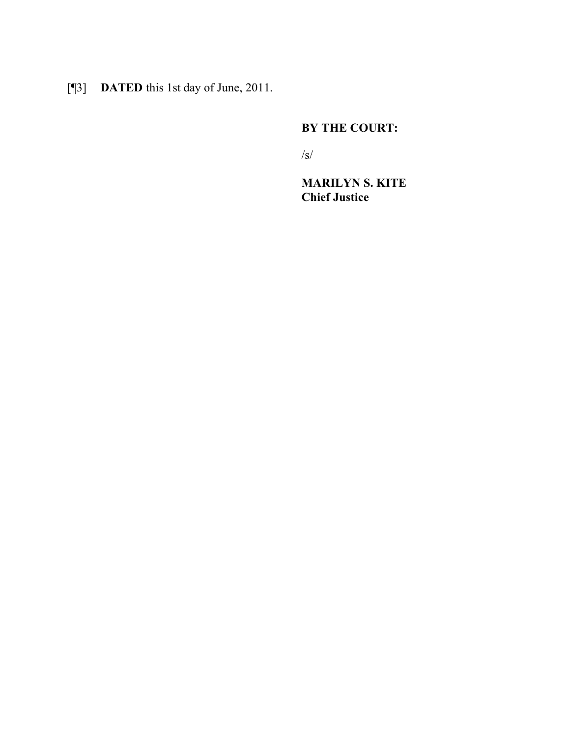[¶3] **DATED** this 1st day of June, 2011.

**BY THE COURT:**

/s/

**MARILYN S. KITE**
**Chief Justice**